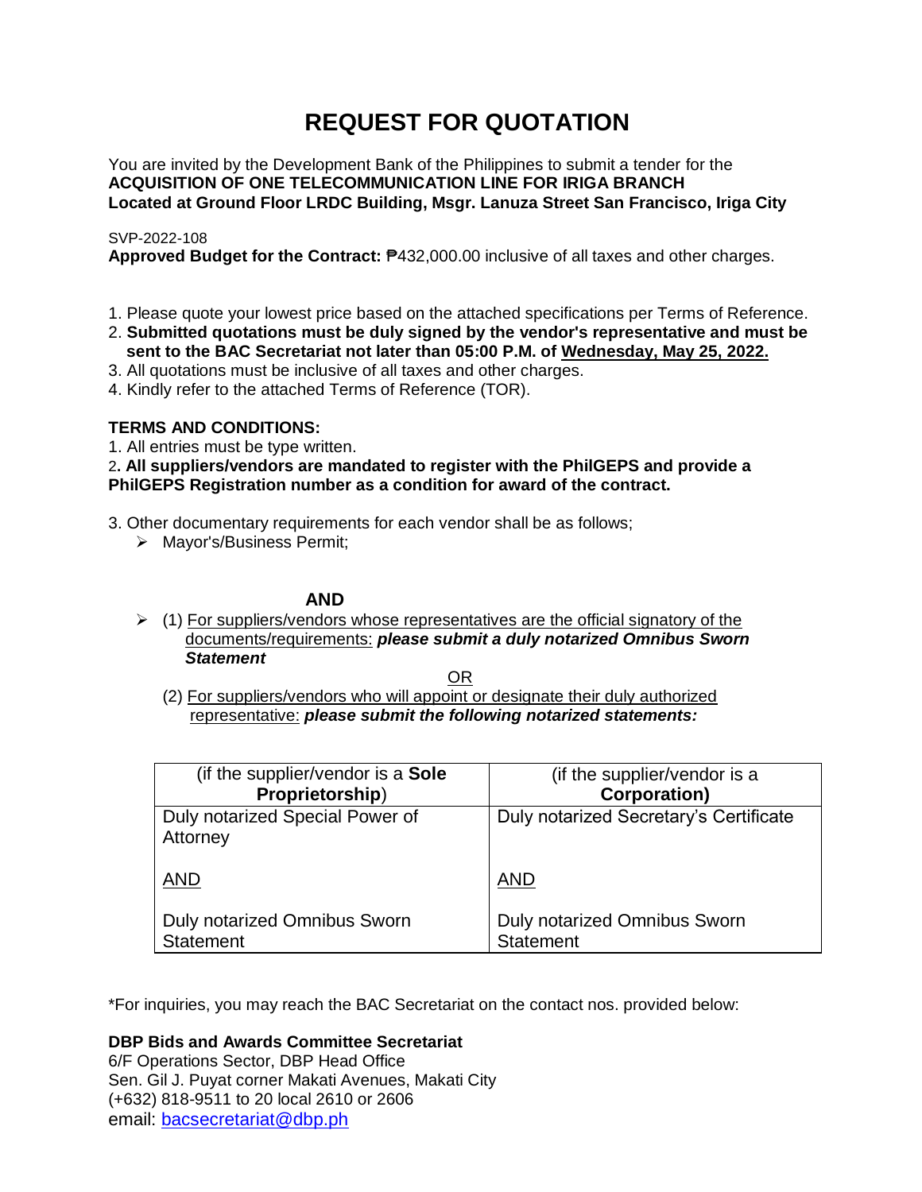# REQUEST FOR QUOTATION

You are invited by the Development Bank of the Philippines to submit a tender for the
**ACQUISITION OF ONE TELECOMMUNICATION LINE FOR IRIGA BRANCH**
**Located at Ground Floor LRDC Building, Msgr. Lanuza Street San Francisco, Iriga City**

SVP-2022-108
**Approved Budget for the Contract:** ₱432,000.00 inclusive of all taxes and other charges.

1. Please quote your lowest price based on the attached specifications per Terms of Reference.
2. **Submitted quotations must be duly signed by the vendor's representative and must be sent to the BAC Secretariat not later than 05:00 P.M. of <u>Wednesday, May 25, 2022.</u>**
3. All quotations must be inclusive of all taxes and other charges.
4. Kindly refer to the attached Terms of Reference (TOR).

**TERMS AND CONDITIONS:**

1. All entries must be type written.
2. **All suppliers/vendors are mandated to register with the PhilGEPS and provide a PhilGEPS Registration number as a condition for award of the contract.**
3. Other documentary requirements for each vendor shall be as follows;
   - Mayor's/Business Permit;

**AND**

- (1) <u>For suppliers/vendors whose representatives are the official signatory of the documents/requirements:</u> ***please submit a duly notarized Omnibus Sworn Statement***

  <u>OR</u>

  (2) <u>For suppliers/vendors who will appoint or designate their duly authorized representative:</u> ***please submit the following notarized statements:***

| (if the supplier/vendor is a **Sole Proprietorship**) | (if the supplier/vendor is a **Corporation)** |
|---|---|
| Duly notarized Special Power of Attorney<br><br><u>AND</u><br><br>Duly notarized Omnibus Sworn Statement | Duly notarized Secretary's Certificate<br><br><u>AND</u><br><br>Duly notarized Omnibus Sworn Statement |

*For inquiries, you may reach the BAC Secretariat on the contact nos. provided below:

**DBP Bids and Awards Committee Secretariat**
6/F Operations Sector, DBP Head Office
Sen. Gil J. Puyat corner Makati Avenues, Makati City
(+632) 818-9511 to 20 local 2610 or 2606
email: bacsecretariat@dbp.ph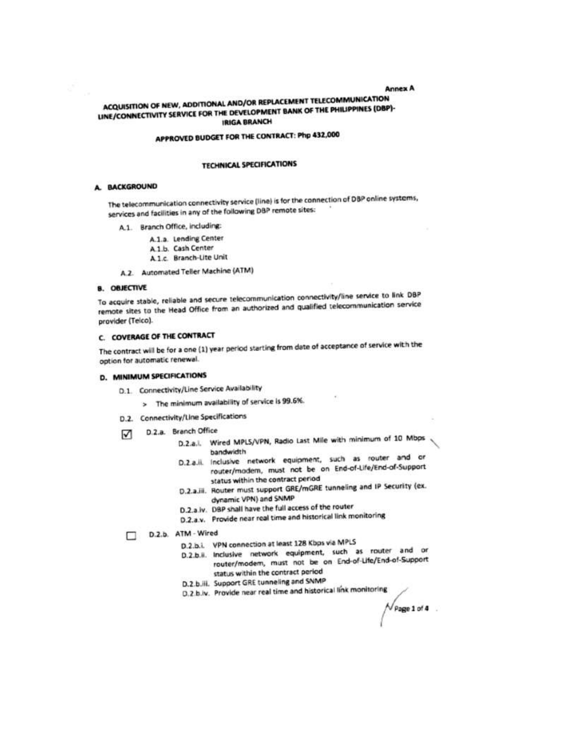Annex A

# ACQUISITION OF NEW, ADDITIONAL AND/OR REPLACEMENT TELECOMMUNICATION LINE/CONNECTIVITY SERVICE FOR THE DEVELOPMENT BANK OF THE PHILIPPINES (DBP)-IRIGA BRANCH

## APPROVED BUDGET FOR THE CONTRACT: Php 432,000

## TECHNICAL SPECIFICATIONS

### A. BACKGROUND

The telecommunication connectivity service (line) is for the connection of DBP online systems, services and facilities in any of the following DBP remote sites:

- A.1. Branch Office, including:
  - A.1.a. Lending Center
  - A.1.b. Cash Center
  - A.1.c. Branch-Lite Unit
- A.2. Automated Teller Machine (ATM)

### B. OBJECTIVE

To acquire stable, reliable and secure telecommunication connectivity/line service to link DBP remote sites to the Head Office from an authorized and qualified telecommunication service provider (Telco).

### C. COVERAGE OF THE CONTRACT

The contract will be for a one (1) year period starting from date of acceptance of service with the option for automatic renewal.

### D. MINIMUM SPECIFICATIONS

- D.1. Connectivity/Line Service Availability
  - > The minimum availability of service is 99.6%.
- D.2. Connectivity/Line Specifications

☑ D.2.a. Branch Office

- D.2.a.i. Wired MPLS/VPN, Radio Last Mile with minimum of 10 Mbps bandwidth
- D.2.a.ii. Inclusive network equipment, such as router and or router/modem, must not be on End-of-Life/End-of-Support status within the contract period
- D.2.a.iii. Router must support GRE/mGRE tunneling and IP Security (ex. dynamic VPN) and SNMP
- D.2.a.iv. DBP shall have the full access of the router
- D.2.a.v. Provide near real time and historical link monitoring

☐ D.2.b. ATM - Wired

- D.2.b.i. VPN connection at least 128 Kbps via MPLS
- D.2.b.ii. Inclusive network equipment, such as router and or router/modem, must not be on End-of-Life/End-of-Support status within the contract period
- D.2.b.iii. Support GRE tunneling and SNMP
- D.2.b.iv. Provide near real time and historical link monitoring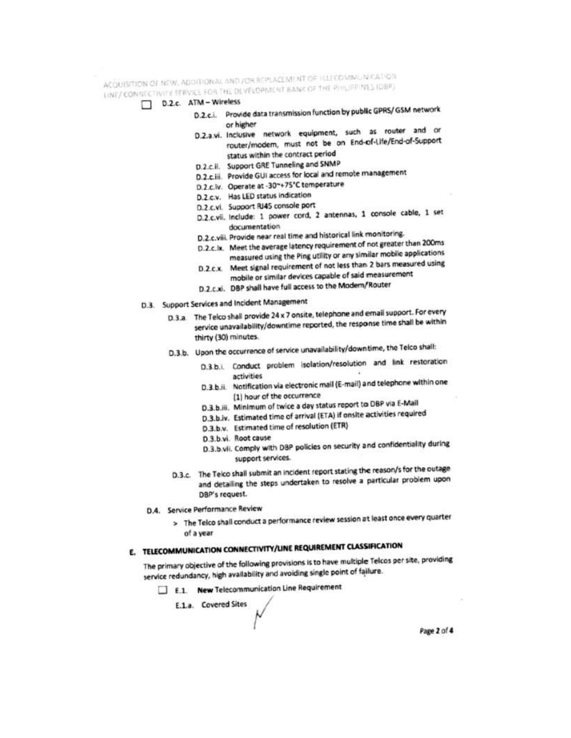- [ ] D.2.c. ATM – Wireless
  - D.2.c.i. Provide data transmission function by public GPRS/ GSM network or higher
  - D.2.a.vi. Inclusive network equipment, such as router and or router/modem, must not be on End-of-Life/End-of-Support status within the contract period
  - D.2.c.ii. Support GRE Tunneling and SNMP
  - D.2.c.iii. Provide GUI access for local and remote management
  - D.2.c.iv. Operate at -30~+75°C temperature
  - D.2.c.v. Has LED status indication
  - D.2.c.vi. Support RJ45 console port
  - D.2.c.vii. Include: 1 power cord, 2 antennas, 1 console cable, 1 set documentation
  - D.2.c.viii. Provide near real time and historical link monitoring.
  - D.2.c.ix. Meet the average latency requirement of not greater than 200ms measured using the Ping utility or any similar mobile applications
  - D.2.c.x. Meet signal requirement of not less than 2 bars measured using mobile or similar devices capable of said measurement
  - D.2.c.xi. DBP shall have full access to the Modem/Router

D.3. Support Services and Incident Management

- D.3.a. The Telco shall provide 24 x 7 onsite, telephone and email support. For every service unavailability/downtime reported, the response time shall be within thirty (30) minutes.
- D.3.b. Upon the occurrence of service unavailability/downtime, the Telco shall:
  - D.3.b.i. Conduct problem isolation/resolution and link restoration activities
  - D.3.b.ii. Notification via electronic mail (E-mail) and telephone within one (1) hour of the occurrence
  - D.3.b.iii. Minimum of twice a day status report to DBP via E-Mail
  - D.3.b.iv. Estimated time of arrival (ETA) if onsite activities required
  - D.3.b.v. Estimated time of resolution (ETR)
  - D.3.b.vi. Root cause
  - D.3.b.vii. Comply with DBP policies on security and confidentiality during support services.
- D.3.c. The Telco shall submit an incident report stating the reason/s for the outage and detailing the steps undertaken to resolve a particular problem upon DBP's request.

D.4. Service Performance Review

> The Telco shall conduct a performance review session at least once every quarter of a year

## E. TELECOMMUNICATION CONNECTIVITY/LINE REQUIREMENT CLASSIFICATION

The primary objective of the following provisions is to have multiple Telcos per site, providing service redundancy, high availability and avoiding single point of failure.

- [ ] E.1. **New** Telecommunication Line Requirement
  - E.1.a. Covered Sites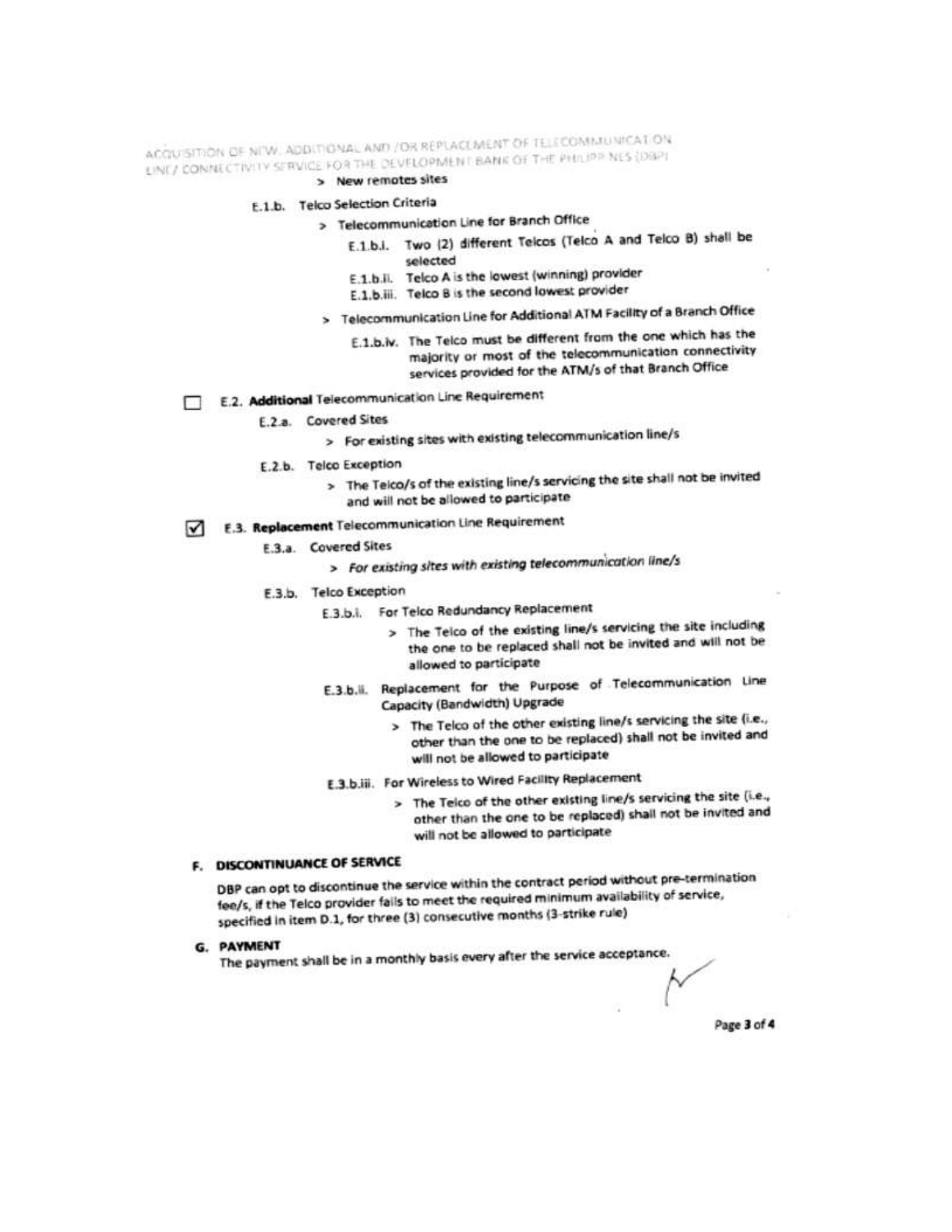> New remotes sites

E.1.b. Telco Selection Criteria

> Telecommunication Line for Branch Office

E.1.b.i. Two (2) different Telcos (Telco A and Telco B) shall be selected

E.1.b.ii. Telco A is the lowest (winning) provider

E.1.b.iii. Telco B is the second lowest provider

> Telecommunication Line for Additional ATM Facility of a Branch Office

E.1.b.iv. The Telco must be different from the one which has the majority or most of the telecommunication connectivity services provided for the ATM/s of that Branch Office

☐ E.2. **Additional** Telecommunication Line Requirement

E.2.a. Covered Sites

> For existing sites with existing telecommunication line/s

E.2.b. Telco Exception

> The Telco/s of the existing line/s servicing the site shall not be invited and will not be allowed to participate

☑ E.3. **Replacement** Telecommunication Line Requirement

E.3.a. Covered Sites

> *For existing sites with existing telecommunication line/s*

E.3.b. Telco Exception

E.3.b.i. For Telco Redundancy Replacement

> The Telco of the existing line/s servicing the site including the one to be replaced shall not be invited and will not be allowed to participate

E.3.b.ii. Replacement for the Purpose of Telecommunication Line Capacity (Bandwidth) Upgrade

> The Telco of the other existing line/s servicing the site (i.e., other than the one to be replaced) shall not be invited and will not be allowed to participate

E.3.b.iii. For Wireless to Wired Facility Replacement

> The Telco of the other existing line/s servicing the site (i.e., other than the one to be replaced) shall not be invited and will not be allowed to participate

## F. DISCONTINUANCE OF SERVICE

DBP can opt to discontinue the service within the contract period without pre-termination fee/s, if the Telco provider fails to meet the required minimum availability of service, specified in item D.1, for three (3) consecutive months (3-strike rule)

## G. PAYMENT

The payment shall be in a monthly basis every after the service acceptance.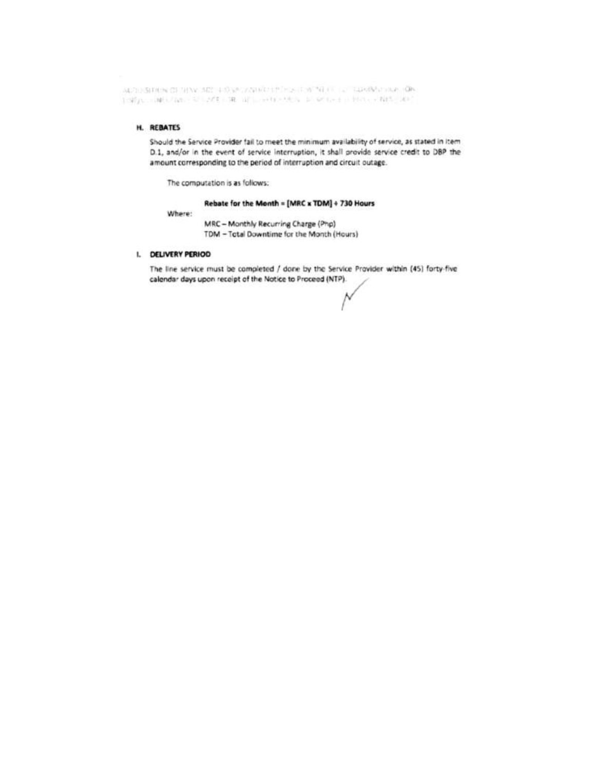## H. REBATES

Should the Service Provider fail to meet the minimum availability of service, as stated in item D.1, and/or in the event of service interruption, it shall provide service credit to DBP the amount corresponding to the period of interruption and circuit outage.

The computation is as follows:

**Rebate for the Month = [MRC x TDM] ÷ 730 Hours**

Where:

MRC – Monthly Recurring Charge (Php)
TDM – Total Downtime for the Month (Hours)

## I. DELIVERY PERIOD

The line service must be completed / done by the Service Provider within (45) forty-five calendar days upon receipt of the Notice to Proceed (NTP).